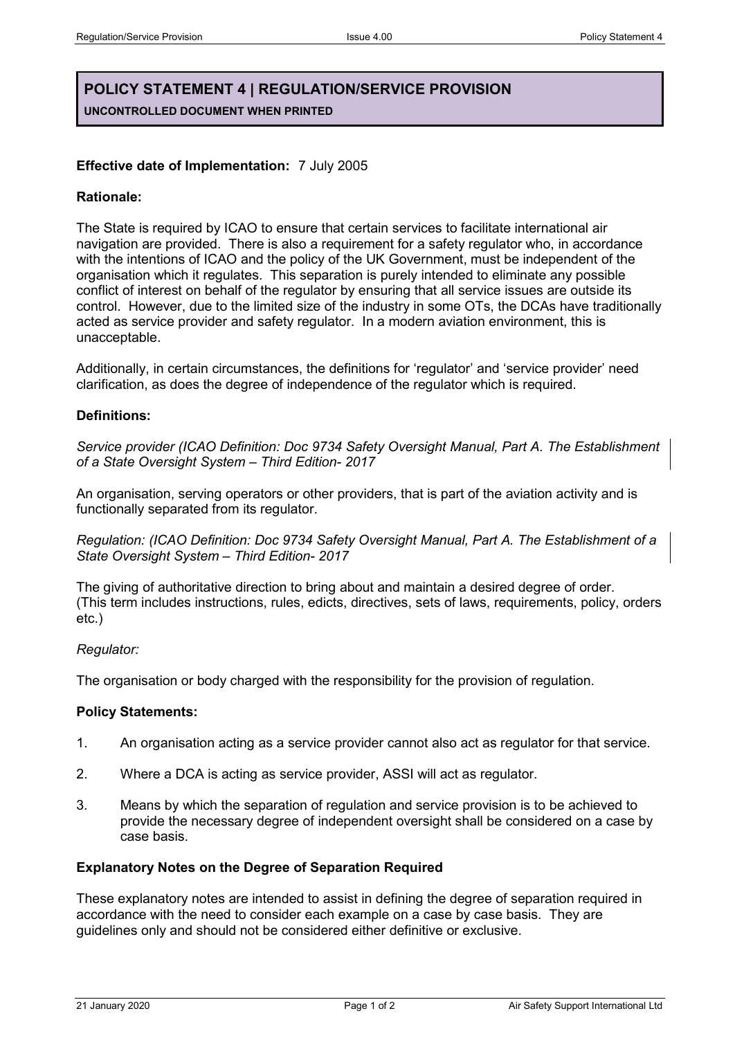# POLICY STATEMENT 4 | REGULATION/SERVICE PROVISION

**UNCONTROLLED DOCUMENT WHEN PRINTED**

**Effective date of Implementation:** 7 July 2005

**Rationale:**

The State is required by ICAO to ensure that certain services to facilitate international air navigation are provided. There is also a requirement for a safety regulator who, in accordance with the intentions of ICAO and the policy of the UK Government, must be independent of the organisation which it regulates. This separation is purely intended to eliminate any possible conflict of interest on behalf of the regulator by ensuring that all service issues are outside its control. However, due to the limited size of the industry in some OTs, the DCAs have traditionally acted as service provider and safety regulator. In a modern aviation environment, this is unacceptable.

Additionally, in certain circumstances, the definitions for 'regulator' and 'service provider' need clarification, as does the degree of independence of the regulator which is required.

**Definitions:**

*Service provider (ICAO Definition: Doc 9734 Safety Oversight Manual, Part A. The Establishment of a State Oversight System – Third Edition- 2017*

An organisation, serving operators or other providers, that is part of the aviation activity and is functionally separated from its regulator.

*Regulation: (ICAO Definition: Doc 9734 Safety Oversight Manual, Part A. The Establishment of a State Oversight System – Third Edition- 2017*

The giving of authoritative direction to bring about and maintain a desired degree of order. (This term includes instructions, rules, edicts, directives, sets of laws, requirements, policy, orders etc.)

*Regulator:*

The organisation or body charged with the responsibility for the provision of regulation.

**Policy Statements:**

1. An organisation acting as a service provider cannot also act as regulator for that service.
2. Where a DCA is acting as service provider, ASSI will act as regulator.
3. Means by which the separation of regulation and service provision is to be achieved to provide the necessary degree of independent oversight shall be considered on a case by case basis.

**Explanatory Notes on the Degree of Separation Required**

These explanatory notes are intended to assist in defining the degree of separation required in accordance with the need to consider each example on a case by case basis. They are guidelines only and should not be considered either definitive or exclusive.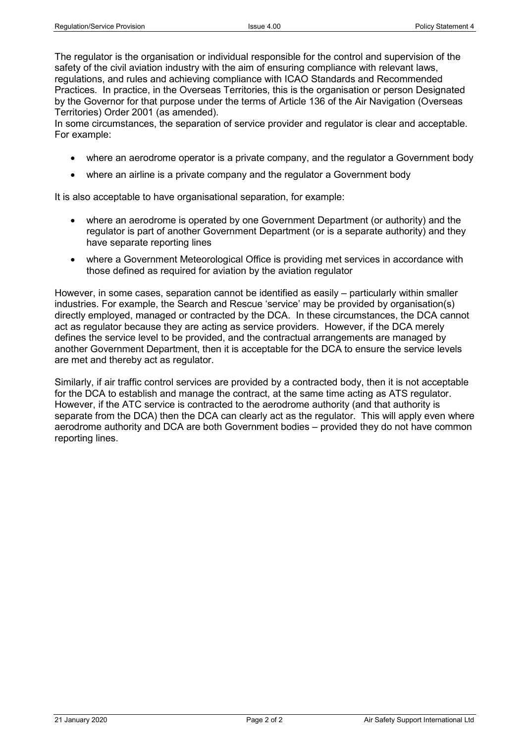The regulator is the organisation or individual responsible for the control and supervision of the safety of the civil aviation industry with the aim of ensuring compliance with relevant laws, regulations, and rules and achieving compliance with ICAO Standards and Recommended Practices. In practice, in the Overseas Territories, this is the organisation or person Designated by the Governor for that purpose under the terms of Article 136 of the Air Navigation (Overseas Territories) Order 2001 (as amended).
In some circumstances, the separation of service provider and regulator is clear and acceptable. For example:

- where an aerodrome operator is a private company, and the regulator a Government body
- where an airline is a private company and the regulator a Government body

It is also acceptable to have organisational separation, for example:

- where an aerodrome is operated by one Government Department (or authority) and the regulator is part of another Government Department (or is a separate authority) and they have separate reporting lines
- where a Government Meteorological Office is providing met services in accordance with those defined as required for aviation by the aviation regulator

However, in some cases, separation cannot be identified as easily – particularly within smaller industries. For example, the Search and Rescue 'service' may be provided by organisation(s) directly employed, managed or contracted by the DCA. In these circumstances, the DCA cannot act as regulator because they are acting as service providers. However, if the DCA merely defines the service level to be provided, and the contractual arrangements are managed by another Government Department, then it is acceptable for the DCA to ensure the service levels are met and thereby act as regulator.

Similarly, if air traffic control services are provided by a contracted body, then it is not acceptable for the DCA to establish and manage the contract, at the same time acting as ATS regulator. However, if the ATC service is contracted to the aerodrome authority (and that authority is separate from the DCA) then the DCA can clearly act as the regulator. This will apply even where aerodrome authority and DCA are both Government bodies – provided they do not have common reporting lines.